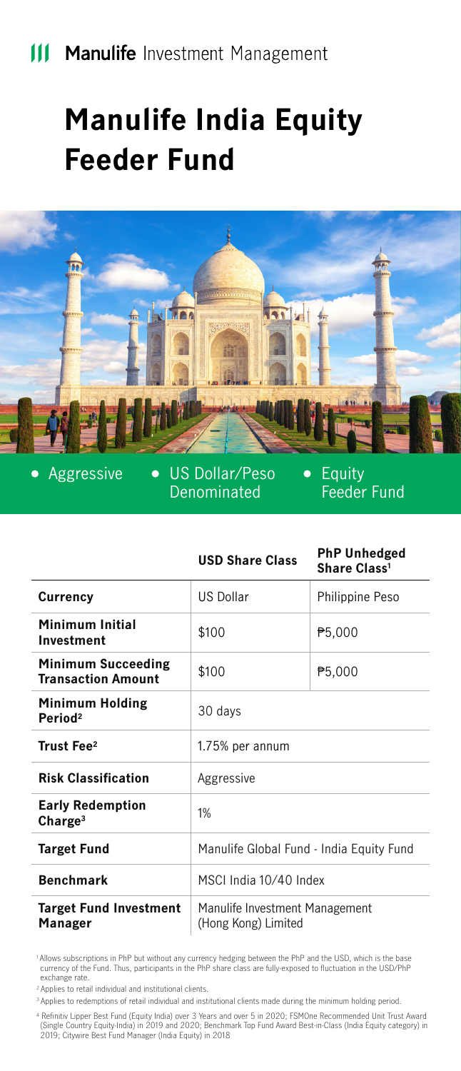Manulife Investment Management

# Manulife India Equity Feeder Fund

- Aggressive
- US Dollar/Peso Denominated
- Equity Feeder Fund

| | USD Share Class | PhP Unhedged Share Class[1] |
|---|---|---|
| **Currency** | US Dollar | Philippine Peso |
| **Minimum Initial Investment** | \$100 | ₱5,000 |
| **Minimum Succeeding Transaction Amount** | \$100 | ₱5,000 |
| **Minimum Holding Period**[2] | 30 days | |
| **Trust Fee**[2] | 1.75% per annum | |
| **Risk Classification** | Aggressive | |
| **Early Redemption Charge**[3] | 1% | |
| **Target Fund** | Manulife Global Fund - India Equity Fund | |
| **Benchmark** | MSCI India 10/40 Index | |
| **Target Fund Investment Manager** | Manulife Investment Management (Hong Kong) Limited | |

[1] Allows subscriptions in PhP but without any currency hedging between the PhP and the USD, which is the base currency of the Fund. Thus, participants in the PhP share class are fully-exposed to fluctuation in the USD/PhP exchange rate.

[2] Applies to retail individual and institutional clients.

[3] Applies to redemptions of retail individual and institutional clients made during the minimum holding period.

[4] Refinitiv Lipper Best Fund (Equity India) over 3 Years and over 5 in 2020; FSMOne Recommended Unit Trust Award (Single Country Equity-India) in 2019 and 2020; Benchmark Top Fund Award Best-in-Class (India Equity category) in 2019; Citywire Best Fund Manager (India Equity) in 2018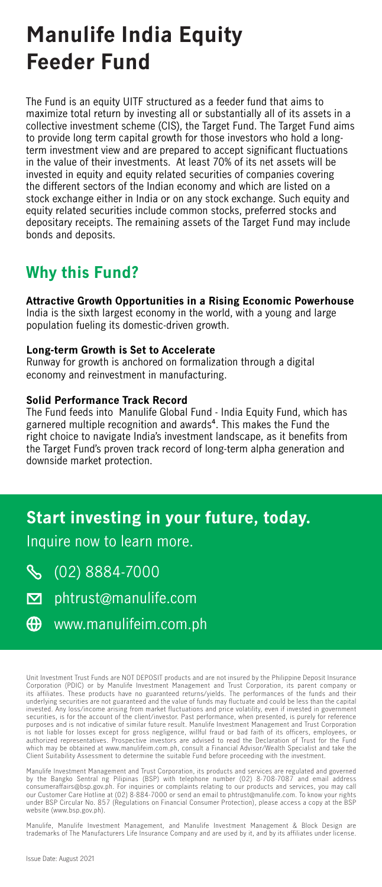# Manulife India Equity Feeder Fund

The Fund is an equity UITF structured as a feeder fund that aims to maximize total return by investing all or substantially all of its assets in a collective investment scheme (CIS), the Target Fund. The Target Fund aims to provide long term capital growth for those investors who hold a long-term investment view and are prepared to accept significant fluctuations in the value of their investments. At least 70% of its net assets will be invested in equity and equity related securities of companies covering the different sectors of the Indian economy and which are listed on a stock exchange either in India or on any stock exchange. Such equity and equity related securities include common stocks, preferred stocks and depositary receipts. The remaining assets of the Target Fund may include bonds and deposits.

## Why this Fund?

**Attractive Growth Opportunities in a Rising Economic Powerhouse**
India is the sixth largest economy in the world, with a young and large population fueling its domestic-driven growth.

**Long-term Growth is Set to Accelerate**
Runway for growth is anchored on formalization through a digital economy and reinvestment in manufacturing.

**Solid Performance Track Record**
The Fund feeds into Manulife Global Fund - India Equity Fund, which has garnered multiple recognition and awards[4]. This makes the Fund the right choice to navigate India's investment landscape, as it benefits from the Target Fund's proven track record of long-term alpha generation and downside market protection.

## Start investing in your future, today.

Inquire now to learn more.

- (02) 8884-7000
- phtrust@manulife.com
- www.manulifeim.com.ph

Unit Investment Trust Funds are NOT DEPOSIT products and are not insured by the Philippine Deposit Insurance Corporation (PDIC) or by Manulife Investment Management and Trust Corporation, its parent company or its affiliates. These products have no guaranteed returns/yields. The performances of the funds and their underlying securities are not guaranteed and the value of funds may fluctuate and could be less than the capital invested. Any loss/income arising from market fluctuations and price volatility, even if invested in government securities, is for the account of the client/investor. Past performance, when presented, is purely for reference purposes and is not indicative of similar future result. Manulife Investment Management and Trust Corporation is not liable for losses except for gross negligence, willful fraud or bad faith of its officers, employees, or authorized representatives. Prospective investors are advised to read the Declaration of Trust for the Fund which may be obtained at www.manulifeim.com.ph, consult a Financial Advisor/Wealth Specialist and take the Client Suitability Assessment to determine the suitable Fund before proceeding with the investment.

Manulife Investment Management and Trust Corporation, its products and services are regulated and governed by the Bangko Sentral ng Pilipinas (BSP) with telephone number (02) 8-708-7087 and email address consumeraffairs@bsp.gov.ph. For inquiries or complaints relating to our products and services, you may call our Customer Care Hotline at (02) 8-884-7000 or send an email to phtrust@manulife.com. To know your rights under BSP Circular No. 857 (Regulations on Financial Consumer Protection), please access a copy at the BSP website (www.bsp.gov.ph).

Manulife, Manulife Investment Management, and Manulife Investment Management & Block Design are trademarks of The Manufacturers Life Insurance Company and are used by it, and by its affiliates under license.

Issue Date: August 2021